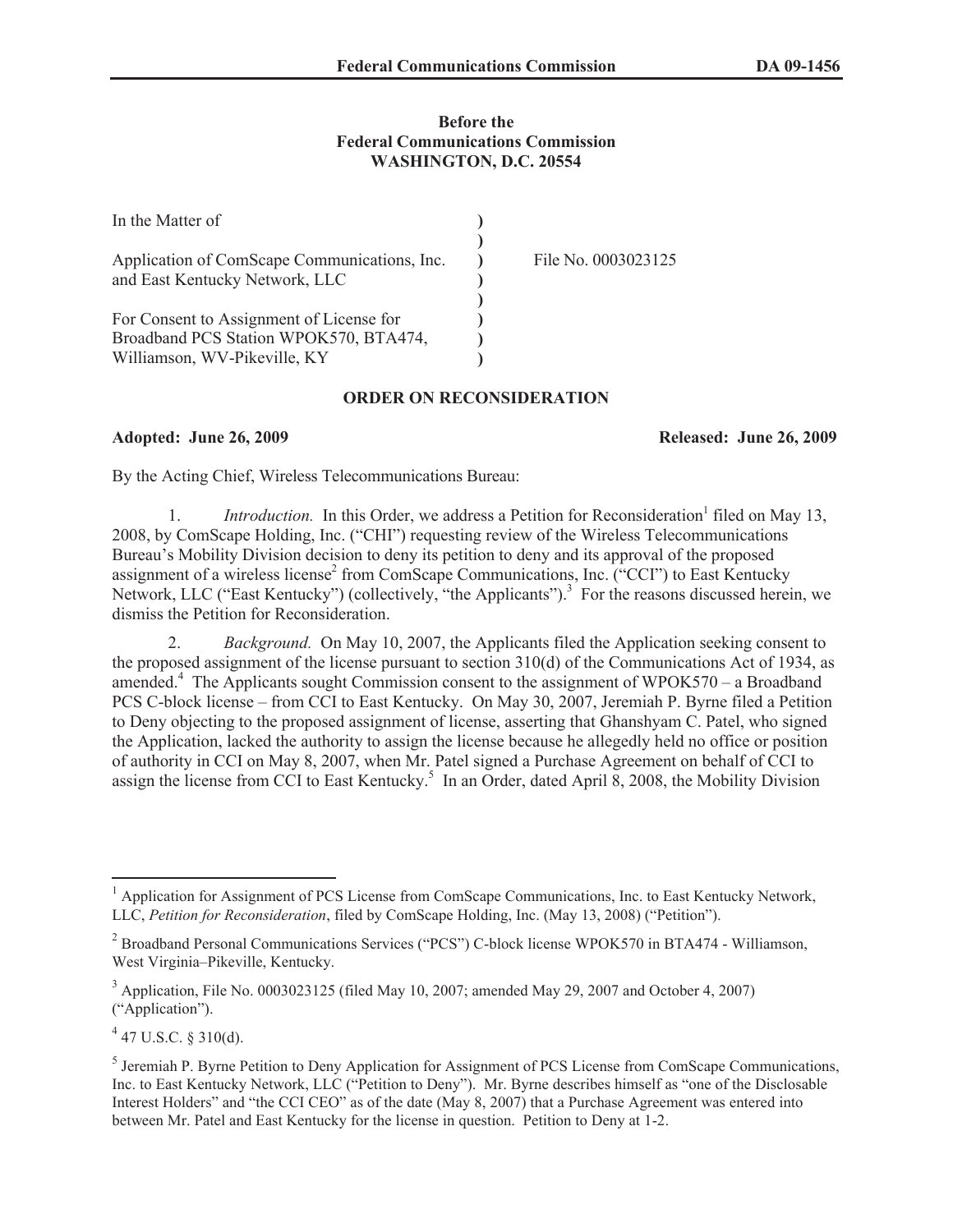**Before the**
**Federal Communications Commission**
**WASHINGTON, D.C. 20554**

| | | |
|---|---|---|
| In the Matter of | ) | |
| | ) | |
| Application of ComScape Communications, Inc. and East Kentucky Network, LLC | ) | File No. 0003023125 |
| | ) | |
| For Consent to Assignment of License for Broadband PCS Station WPOK570, BTA474, Williamson, WV-Pikeville, KY | ) | |

**ORDER ON RECONSIDERATION**

**Adopted: June 26, 2009** **Released: June 26, 2009**

By the Acting Chief, Wireless Telecommunications Bureau:

1. *Introduction.* In this Order, we address a Petition for Reconsideration[1] filed on May 13, 2008, by ComScape Holding, Inc. ("CHI") requesting review of the Wireless Telecommunications Bureau's Mobility Division decision to deny its petition to deny and its approval of the proposed assignment of a wireless license[2] from ComScape Communications, Inc. ("CCI") to East Kentucky Network, LLC ("East Kentucky") (collectively, "the Applicants").[3] For the reasons discussed herein, we dismiss the Petition for Reconsideration.

2. *Background.* On May 10, 2007, the Applicants filed the Application seeking consent to the proposed assignment of the license pursuant to section 310(d) of the Communications Act of 1934, as amended.[4] The Applicants sought Commission consent to the assignment of WPOK570 – a Broadband PCS C-block license – from CCI to East Kentucky. On May 30, 2007, Jeremiah P. Byrne filed a Petition to Deny objecting to the proposed assignment of license, asserting that Ghanshyam C. Patel, who signed the Application, lacked the authority to assign the license because he allegedly held no office or position of authority in CCI on May 8, 2007, when Mr. Patel signed a Purchase Agreement on behalf of CCI to assign the license from CCI to East Kentucky.[5] In an Order, dated April 8, 2008, the Mobility Division

---

[1] Application for Assignment of PCS License from ComScape Communications, Inc. to East Kentucky Network, LLC, *Petition for Reconsideration*, filed by ComScape Holding, Inc. (May 13, 2008) ("Petition").

[2] Broadband Personal Communications Services ("PCS") C-block license WPOK570 in BTA474 - Williamson, West Virginia–Pikeville, Kentucky.

[3] Application, File No. 0003023125 (filed May 10, 2007; amended May 29, 2007 and October 4, 2007) ("Application").

[4] 47 U.S.C. § 310(d).

[5] Jeremiah P. Byrne Petition to Deny Application for Assignment of PCS License from ComScape Communications, Inc. to East Kentucky Network, LLC ("Petition to Deny"). Mr. Byrne describes himself as "one of the Disclosable Interest Holders" and "the CCI CEO" as of the date (May 8, 2007) that a Purchase Agreement was entered into between Mr. Patel and East Kentucky for the license in question. Petition to Deny at 1-2.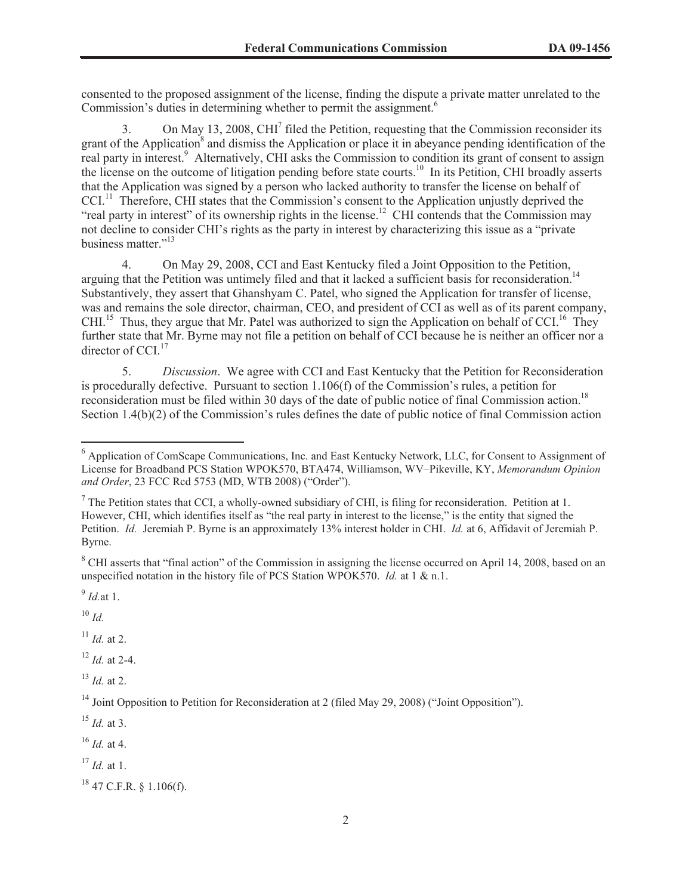consented to the proposed assignment of the license, finding the dispute a private matter unrelated to the Commission's duties in determining whether to permit the assignment.[6]

3. On May 13, 2008, CHI[7] filed the Petition, requesting that the Commission reconsider its grant of the Application[8] and dismiss the Application or place it in abeyance pending identification of the real party in interest.[9] Alternatively, CHI asks the Commission to condition its grant of consent to assign the license on the outcome of litigation pending before state courts.[10] In its Petition, CHI broadly asserts that the Application was signed by a person who lacked authority to transfer the license on behalf of CCI.[11] Therefore, CHI states that the Commission's consent to the Application unjustly deprived the "real party in interest" of its ownership rights in the license.[12] CHI contends that the Commission may not decline to consider CHI's rights as the party in interest by characterizing this issue as a "private business matter."[13]

4. On May 29, 2008, CCI and East Kentucky filed a Joint Opposition to the Petition, arguing that the Petition was untimely filed and that it lacked a sufficient basis for reconsideration.[14] Substantively, they assert that Ghanshyam C. Patel, who signed the Application for transfer of license, was and remains the sole director, chairman, CEO, and president of CCI as well as of its parent company, CHI.[15] Thus, they argue that Mr. Patel was authorized to sign the Application on behalf of CCI.[16] They further state that Mr. Byrne may not file a petition on behalf of CCI because he is neither an officer nor a director of CCI.[17]

5. *Discussion*. We agree with CCI and East Kentucky that the Petition for Reconsideration is procedurally defective. Pursuant to section 1.106(f) of the Commission's rules, a petition for reconsideration must be filed within 30 days of the date of public notice of final Commission action.[18] Section 1.4(b)(2) of the Commission's rules defines the date of public notice of final Commission action

---

[6] Application of ComScape Communications, Inc. and East Kentucky Network, LLC, for Consent to Assignment of License for Broadband PCS Station WPOK570, BTA474, Williamson, WV–Pikeville, KY, *Memorandum Opinion and Order*, 23 FCC Rcd 5753 (MD, WTB 2008) ("Order").

[7] The Petition states that CCI, a wholly-owned subsidiary of CHI, is filing for reconsideration. Petition at 1. However, CHI, which identifies itself as "the real party in interest to the license," is the entity that signed the Petition. *Id.* Jeremiah P. Byrne is an approximately 13% interest holder in CHI. *Id.* at 6, Affidavit of Jeremiah P. Byrne.

[8] CHI asserts that "final action" of the Commission in assigning the license occurred on April 14, 2008, based on an unspecified notation in the history file of PCS Station WPOK570. *Id.* at 1 & n.1.

[9] *Id.* at 1.

[10] *Id.*

[11] *Id.* at 2.

[12] *Id.* at 2-4.

[13] *Id.* at 2.

[14] Joint Opposition to Petition for Reconsideration at 2 (filed May 29, 2008) ("Joint Opposition").

[15] *Id.* at 3.

[16] *Id.* at 4.

[17] *Id.* at 1.

[18] 47 C.F.R. § 1.106(f).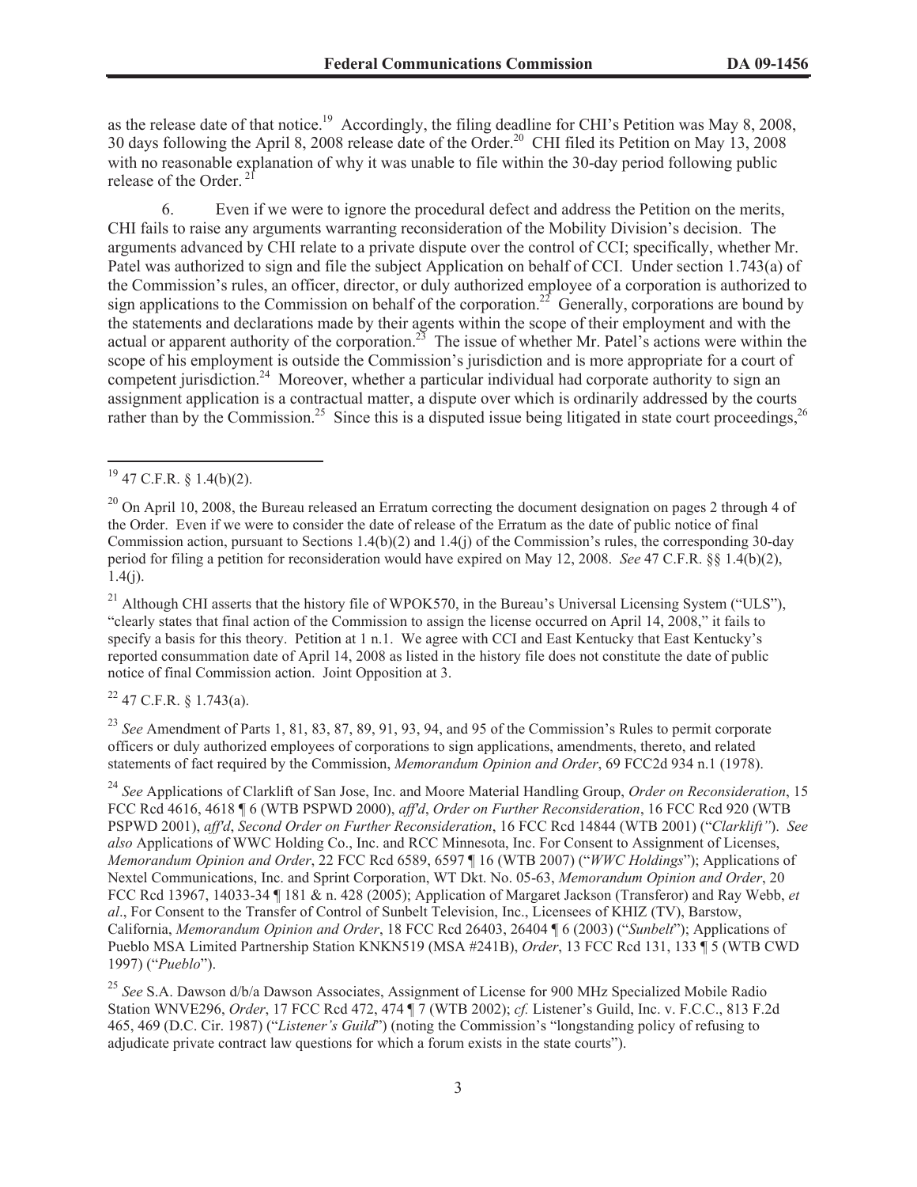as the release date of that notice.[19] Accordingly, the filing deadline for CHI's Petition was May 8, 2008, 30 days following the April 8, 2008 release date of the Order.[20] CHI filed its Petition on May 13, 2008 with no reasonable explanation of why it was unable to file within the 30-day period following public release of the Order.[21]

6. Even if we were to ignore the procedural defect and address the Petition on the merits, CHI fails to raise any arguments warranting reconsideration of the Mobility Division's decision. The arguments advanced by CHI relate to a private dispute over the control of CCI; specifically, whether Mr. Patel was authorized to sign and file the subject Application on behalf of CCI. Under section 1.743(a) of the Commission's rules, an officer, director, or duly authorized employee of a corporation is authorized to sign applications to the Commission on behalf of the corporation.[22] Generally, corporations are bound by the statements and declarations made by their agents within the scope of their employment and with the actual or apparent authority of the corporation.[23] The issue of whether Mr. Patel's actions were within the scope of his employment is outside the Commission's jurisdiction and is more appropriate for a court of competent jurisdiction.[24] Moreover, whether a particular individual had corporate authority to sign an assignment application is a contractual matter, a dispute over which is ordinarily addressed by the courts rather than by the Commission.[25] Since this is a disputed issue being litigated in state court proceedings,[26]

---

[19] 47 C.F.R. § 1.4(b)(2).

[20] On April 10, 2008, the Bureau released an Erratum correcting the document designation on pages 2 through 4 of the Order. Even if we were to consider the date of release of the Erratum as the date of public notice of final Commission action, pursuant to Sections 1.4(b)(2) and 1.4(j) of the Commission's rules, the corresponding 30-day period for filing a petition for reconsideration would have expired on May 12, 2008. *See* 47 C.F.R. §§ 1.4(b)(2), 1.4(j).

[21] Although CHI asserts that the history file of WPOK570, in the Bureau's Universal Licensing System ("ULS"), "clearly states that final action of the Commission to assign the license occurred on April 14, 2008," it fails to specify a basis for this theory. Petition at 1 n.1. We agree with CCI and East Kentucky that East Kentucky's reported consummation date of April 14, 2008 as listed in the history file does not constitute the date of public notice of final Commission action. Joint Opposition at 3.

[22] 47 C.F.R. § 1.743(a).

[23] *See* Amendment of Parts 1, 81, 83, 87, 89, 91, 93, 94, and 95 of the Commission's Rules to permit corporate officers or duly authorized employees of corporations to sign applications, amendments, thereto, and related statements of fact required by the Commission, *Memorandum Opinion and Order*, 69 FCC2d 934 n.1 (1978).

[24] *See* Applications of Clarklift of San Jose, Inc. and Moore Material Handling Group, *Order on Reconsideration*, 15 FCC Rcd 4616, 4618 ¶ 6 (WTB PSPWD 2000), *aff'd*, *Order on Further Reconsideration*, 16 FCC Rcd 920 (WTB PSPWD 2001), *aff'd*, *Second Order on Further Reconsideration*, 16 FCC Rcd 14844 (WTB 2001) ("*Clarklift"*). *See also* Applications of WWC Holding Co., Inc. and RCC Minnesota, Inc. For Consent to Assignment of Licenses, *Memorandum Opinion and Order*, 22 FCC Rcd 6589, 6597 ¶ 16 (WTB 2007) ("*WWC Holdings*"); Applications of Nextel Communications, Inc. and Sprint Corporation, WT Dkt. No. 05-63, *Memorandum Opinion and Order*, 20 FCC Rcd 13967, 14033-34 ¶ 181 & n. 428 (2005); Application of Margaret Jackson (Transferor) and Ray Webb, *et al*., For Consent to the Transfer of Control of Sunbelt Television, Inc., Licensees of KHIZ (TV), Barstow, California, *Memorandum Opinion and Order*, 18 FCC Rcd 26403, 26404 ¶ 6 (2003) ("*Sunbelt*"); Applications of Pueblo MSA Limited Partnership Station KNKN519 (MSA #241B), *Order*, 13 FCC Rcd 131, 133 ¶ 5 (WTB CWD 1997) ("*Pueblo*").

[25] *See* S.A. Dawson d/b/a Dawson Associates, Assignment of License for 900 MHz Specialized Mobile Radio Station WNVE296, *Order*, 17 FCC Rcd 472, 474 ¶ 7 (WTB 2002); *cf.* Listener's Guild, Inc. v. F.C.C., 813 F.2d 465, 469 (D.C. Cir. 1987) ("*Listener's Guild*") (noting the Commission's "longstanding policy of refusing to adjudicate private contract law questions for which a forum exists in the state courts").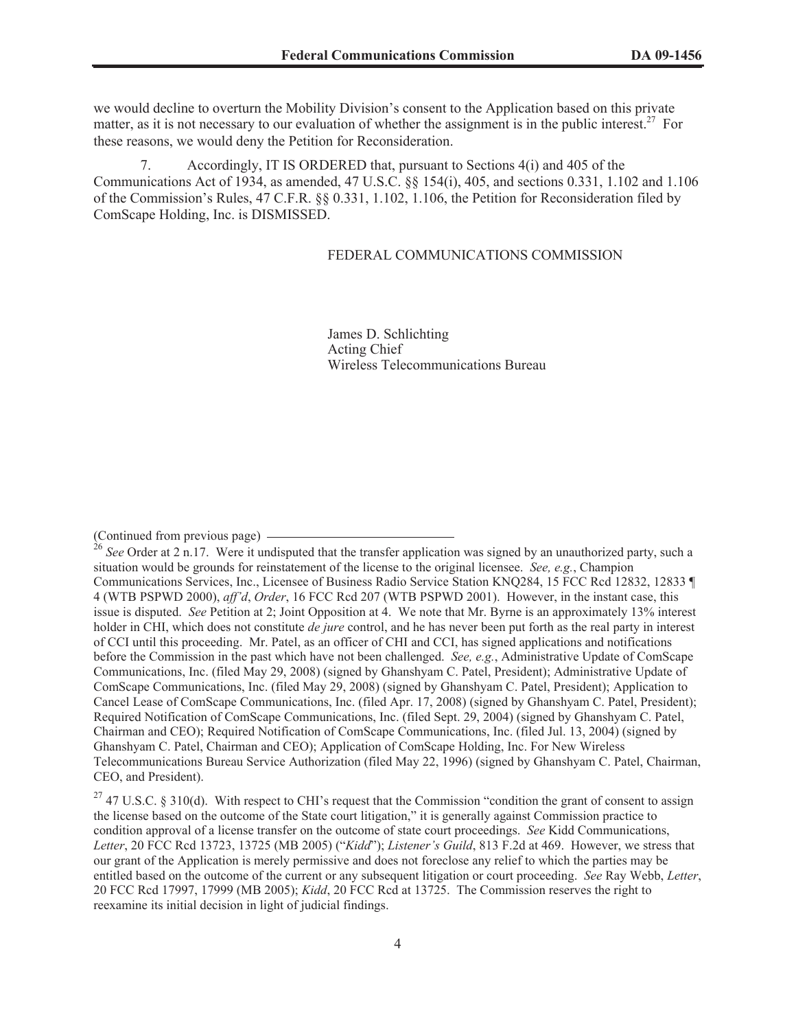we would decline to overturn the Mobility Division's consent to the Application based on this private matter, as it is not necessary to our evaluation of whether the assignment is in the public interest.[27] For these reasons, we would deny the Petition for Reconsideration.

7. Accordingly, IT IS ORDERED that, pursuant to Sections 4(i) and 405 of the Communications Act of 1934, as amended, 47 U.S.C. §§ 154(i), 405, and sections 0.331, 1.102 and 1.106 of the Commission's Rules, 47 C.F.R. §§ 0.331, 1.102, 1.106, the Petition for Reconsideration filed by ComScape Holding, Inc. is DISMISSED.

FEDERAL COMMUNICATIONS COMMISSION

James D. Schlichting
Acting Chief
Wireless Telecommunications Bureau

(Continued from previous page)

[26] *See* Order at 2 n.17. Were it undisputed that the transfer application was signed by an unauthorized party, such a situation would be grounds for reinstatement of the license to the original licensee. *See, e.g.*, Champion Communications Services, Inc., Licensee of Business Radio Service Station KNQ284, 15 FCC Rcd 12832, 12833 ¶ 4 (WTB PSPWD 2000), *aff'd*, *Order*, 16 FCC Rcd 207 (WTB PSPWD 2001). However, in the instant case, this issue is disputed. *See* Petition at 2; Joint Opposition at 4. We note that Mr. Byrne is an approximately 13% interest holder in CHI, which does not constitute *de jure* control, and he has never been put forth as the real party in interest of CCI until this proceeding. Mr. Patel, as an officer of CHI and CCI, has signed applications and notifications before the Commission in the past which have not been challenged. *See, e.g.*, Administrative Update of ComScape Communications, Inc. (filed May 29, 2008) (signed by Ghanshyam C. Patel, President); Administrative Update of ComScape Communications, Inc. (filed May 29, 2008) (signed by Ghanshyam C. Patel, President); Application to Cancel Lease of ComScape Communications, Inc. (filed Apr. 17, 2008) (signed by Ghanshyam C. Patel, President); Required Notification of ComScape Communications, Inc. (filed Sept. 29, 2004) (signed by Ghanshyam C. Patel, Chairman and CEO); Required Notification of ComScape Communications, Inc. (filed Jul. 13, 2004) (signed by Ghanshyam C. Patel, Chairman and CEO); Application of ComScape Holding, Inc. For New Wireless Telecommunications Bureau Service Authorization (filed May 22, 1996) (signed by Ghanshyam C. Patel, Chairman, CEO, and President).

[27] 47 U.S.C. § 310(d). With respect to CHI's request that the Commission "condition the grant of consent to assign the license based on the outcome of the State court litigation," it is generally against Commission practice to condition approval of a license transfer on the outcome of state court proceedings. *See* Kidd Communications, *Letter*, 20 FCC Rcd 13723, 13725 (MB 2005) ("*Kidd*"); *Listener's Guild*, 813 F.2d at 469. However, we stress that our grant of the Application is merely permissive and does not foreclose any relief to which the parties may be entitled based on the outcome of the current or any subsequent litigation or court proceeding. *See* Ray Webb, *Letter*, 20 FCC Rcd 17997, 17999 (MB 2005); *Kidd*, 20 FCC Rcd at 13725. The Commission reserves the right to reexamine its initial decision in light of judicial findings.